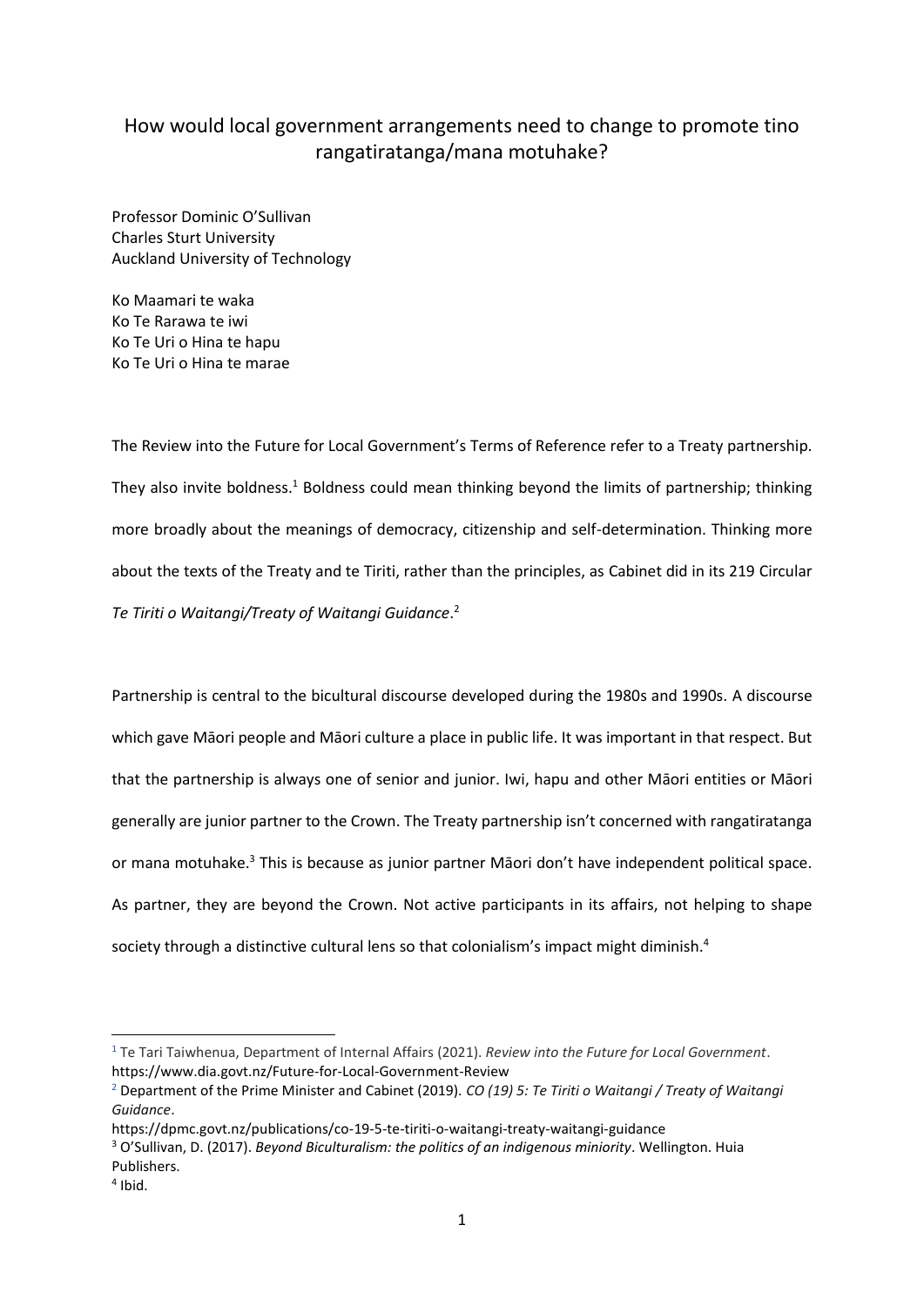# How would local government arrangements need to change to promote tino rangatiratanga/mana motuhake?

Professor Dominic O'Sullivan
Charles Sturt University
Auckland University of Technology

Ko Maamari te waka
Ko Te Rarawa te iwi
Ko Te Uri o Hina te hapu
Ko Te Uri o Hina te marae

The Review into the Future for Local Government's Terms of Reference refer to a Treaty partnership. They also invite boldness.[1] Boldness could mean thinking beyond the limits of partnership; thinking more broadly about the meanings of democracy, citizenship and self-determination. Thinking more about the texts of the Treaty and te Tiriti, rather than the principles, as Cabinet did in its 219 Circular *Te Tiriti o Waitangi/Treaty of Waitangi Guidance*.[2]

Partnership is central to the bicultural discourse developed during the 1980s and 1990s. A discourse which gave Māori people and Māori culture a place in public life. It was important in that respect. But that the partnership is always one of senior and junior. Iwi, hapu and other Māori entities or Māori generally are junior partner to the Crown. The Treaty partnership isn't concerned with rangatiratanga or mana motuhake.[3] This is because as junior partner Māori don't have independent political space. As partner, they are beyond the Crown. Not active participants in its affairs, not helping to shape society through a distinctive cultural lens so that colonialism's impact might diminish.[4]

---

[1] Te Tari Taiwhenua, Department of Internal Affairs (2021). *Review into the Future for Local Government*. https://www.dia.govt.nz/Future-for-Local-Government-Review

[2] Department of the Prime Minister and Cabinet (2019). *CO (19) 5: Te Tiriti o Waitangi / Treaty of Waitangi Guidance*.
https://dpmc.govt.nz/publications/co-19-5-te-tiriti-o-waitangi-treaty-waitangi-guidance

[3] O'Sullivan, D. (2017). *Beyond Biculturalism: the politics of an indigenous miniority*. Wellington. Huia Publishers.

[4] Ibid.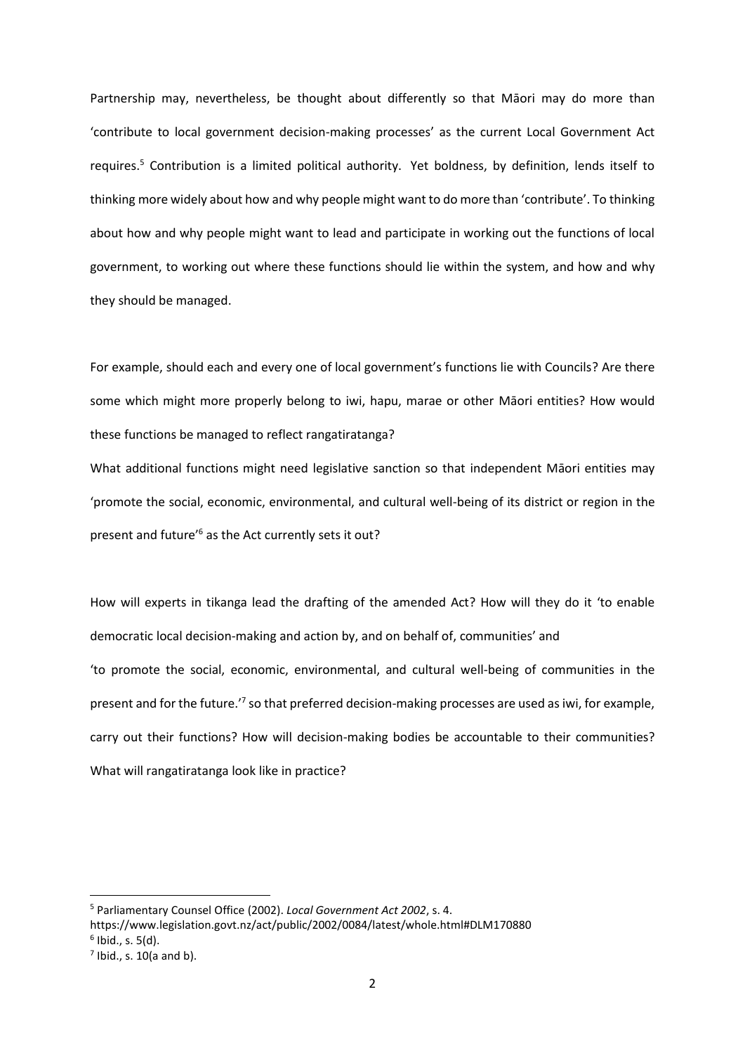Partnership may, nevertheless, be thought about differently so that Māori may do more than 'contribute to local government decision-making processes' as the current Local Government Act requires.[5] Contribution is a limited political authority. Yet boldness, by definition, lends itself to thinking more widely about how and why people might want to do more than 'contribute'. To thinking about how and why people might want to lead and participate in working out the functions of local government, to working out where these functions should lie within the system, and how and why they should be managed.

For example, should each and every one of local government's functions lie with Councils? Are there some which might more properly belong to iwi, hapu, marae or other Māori entities? How would these functions be managed to reflect rangatiratanga?

What additional functions might need legislative sanction so that independent Māori entities may 'promote the social, economic, environmental, and cultural well-being of its district or region in the present and future'[6] as the Act currently sets it out?

How will experts in tikanga lead the drafting of the amended Act? How will they do it 'to enable democratic local decision-making and action by, and on behalf of, communities' and

'to promote the social, economic, environmental, and cultural well-being of communities in the present and for the future.'[7] so that preferred decision-making processes are used as iwi, for example, carry out their functions? How will decision-making bodies be accountable to their communities? What will rangatiratanga look like in practice?

---

[5] Parliamentary Counsel Office (2002). *Local Government Act 2002*, s. 4. https://www.legislation.govt.nz/act/public/2002/0084/latest/whole.html#DLM170880

[6] Ibid., s. 5(d).

[7] Ibid., s. 10(a and b).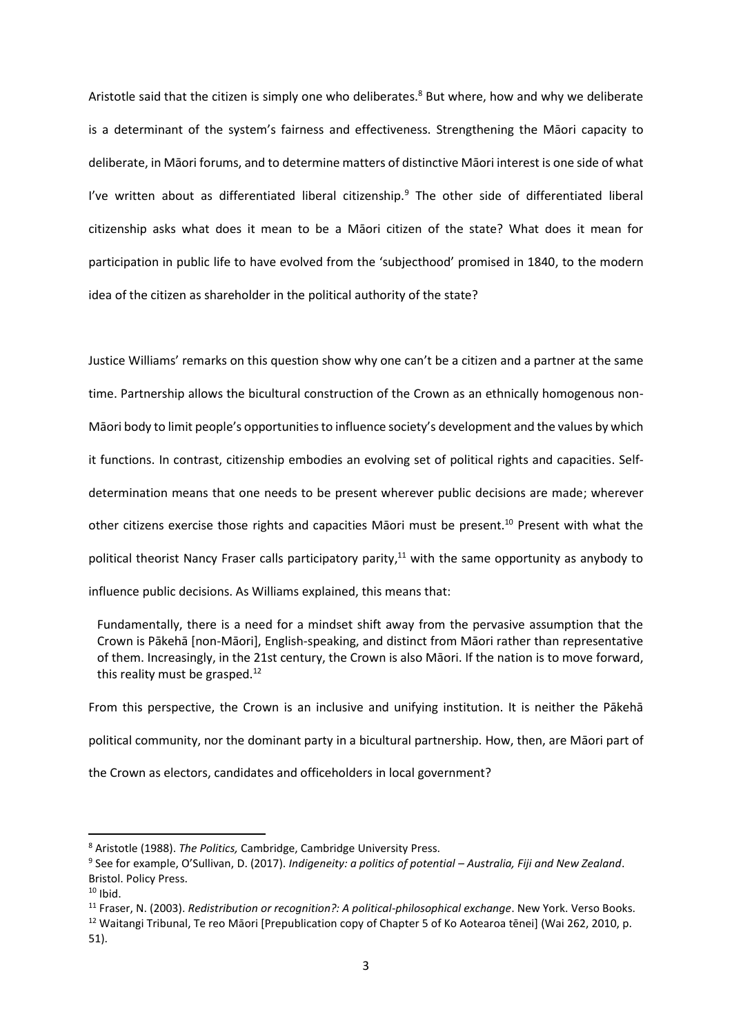Aristotle said that the citizen is simply one who deliberates.[8] But where, how and why we deliberate is a determinant of the system's fairness and effectiveness. Strengthening the Māori capacity to deliberate, in Māori forums, and to determine matters of distinctive Māori interest is one side of what I've written about as differentiated liberal citizenship.[9] The other side of differentiated liberal citizenship asks what does it mean to be a Māori citizen of the state? What does it mean for participation in public life to have evolved from the 'subjecthood' promised in 1840, to the modern idea of the citizen as shareholder in the political authority of the state?

Justice Williams' remarks on this question show why one can't be a citizen and a partner at the same time. Partnership allows the bicultural construction of the Crown as an ethnically homogenous non-Māori body to limit people's opportunities to influence society's development and the values by which it functions. In contrast, citizenship embodies an evolving set of political rights and capacities. Self-determination means that one needs to be present wherever public decisions are made; wherever other citizens exercise those rights and capacities Māori must be present.[10] Present with what the political theorist Nancy Fraser calls participatory parity,[11] with the same opportunity as anybody to influence public decisions. As Williams explained, this means that:

> Fundamentally, there is a need for a mindset shift away from the pervasive assumption that the Crown is Pākehā [non-Māori], English-speaking, and distinct from Māori rather than representative of them. Increasingly, in the 21st century, the Crown is also Māori. If the nation is to move forward, this reality must be grasped.[12]

From this perspective, the Crown is an inclusive and unifying institution. It is neither the Pākehā political community, nor the dominant party in a bicultural partnership. How, then, are Māori part of the Crown as electors, candidates and officeholders in local government?

---

[8] Aristotle (1988). *The Politics,* Cambridge, Cambridge University Press.

[9] See for example, O'Sullivan, D. (2017). *Indigeneity: a politics of potential – Australia, Fiji and New Zealand*. Bristol. Policy Press.

[10] Ibid.

[11] Fraser, N. (2003). *Redistribution or recognition?: A political-philosophical exchange*. New York. Verso Books.

[12] Waitangi Tribunal, Te reo Māori [Prepublication copy of Chapter 5 of Ko Aotearoa tēnei] (Wai 262, 2010, p. 51).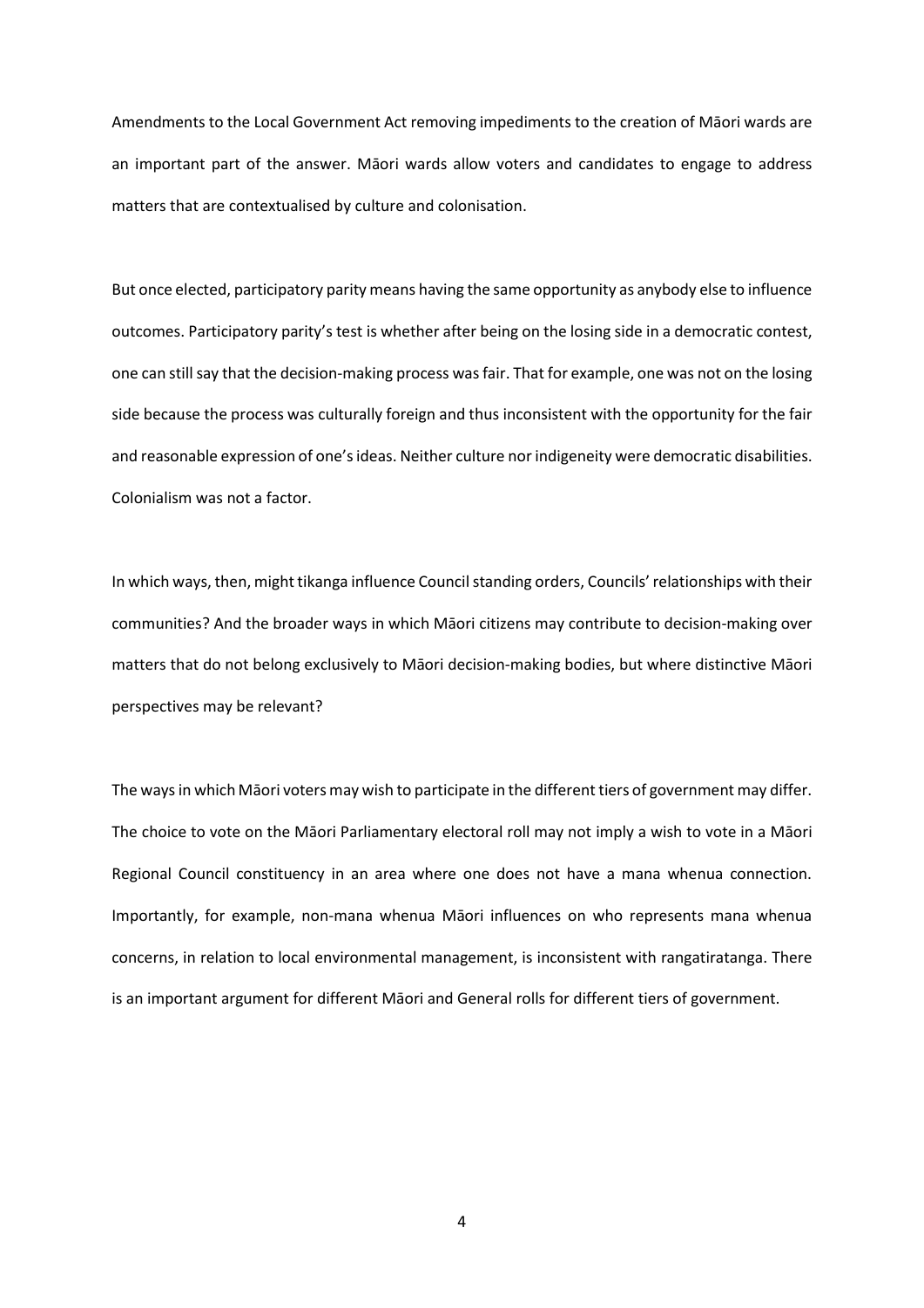Amendments to the Local Government Act removing impediments to the creation of Māori wards are an important part of the answer. Māori wards allow voters and candidates to engage to address matters that are contextualised by culture and colonisation.

But once elected, participatory parity means having the same opportunity as anybody else to influence outcomes. Participatory parity's test is whether after being on the losing side in a democratic contest, one can still say that the decision-making process was fair. That for example, one was not on the losing side because the process was culturally foreign and thus inconsistent with the opportunity for the fair and reasonable expression of one's ideas. Neither culture nor indigeneity were democratic disabilities. Colonialism was not a factor.

In which ways, then, might tikanga influence Council standing orders, Councils' relationships with their communities? And the broader ways in which Māori citizens may contribute to decision-making over matters that do not belong exclusively to Māori decision-making bodies, but where distinctive Māori perspectives may be relevant?

The ways in which Māori voters may wish to participate in the different tiers of government may differ. The choice to vote on the Māori Parliamentary electoral roll may not imply a wish to vote in a Māori Regional Council constituency in an area where one does not have a mana whenua connection. Importantly, for example, non-mana whenua Māori influences on who represents mana whenua concerns, in relation to local environmental management, is inconsistent with rangatiratanga. There is an important argument for different Māori and General rolls for different tiers of government.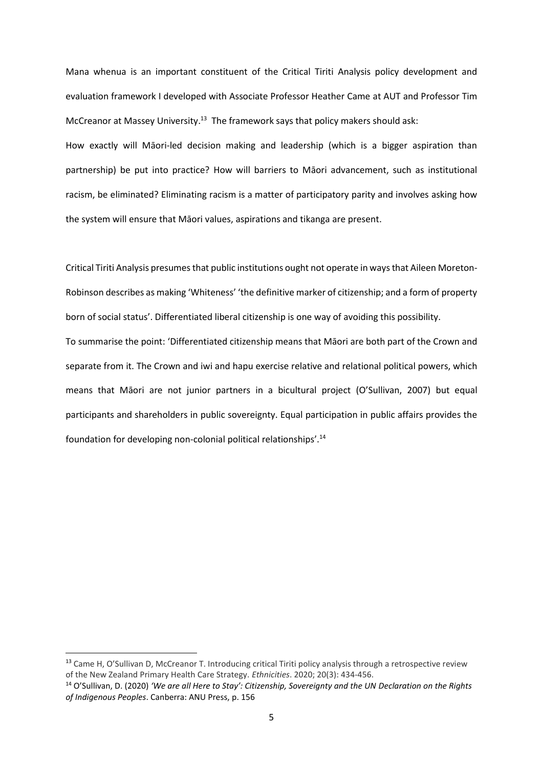Mana whenua is an important constituent of the Critical Tiriti Analysis policy development and evaluation framework I developed with Associate Professor Heather Came at AUT and Professor Tim McCreanor at Massey University.[13] The framework says that policy makers should ask:

How exactly will Māori-led decision making and leadership (which is a bigger aspiration than partnership) be put into practice? How will barriers to Māori advancement, such as institutional racism, be eliminated? Eliminating racism is a matter of participatory parity and involves asking how the system will ensure that Māori values, aspirations and tikanga are present.

Critical Tiriti Analysis presumes that public institutions ought not operate in ways that Aileen Moreton-Robinson describes as making 'Whiteness' 'the definitive marker of citizenship; and a form of property born of social status'. Differentiated liberal citizenship is one way of avoiding this possibility.

To summarise the point: 'Differentiated citizenship means that Māori are both part of the Crown and separate from it. The Crown and iwi and hapu exercise relative and relational political powers, which means that Māori are not junior partners in a bicultural project (O'Sullivan, 2007) but equal participants and shareholders in public sovereignty. Equal participation in public affairs provides the foundation for developing non-colonial political relationships'.[14]

---

[13] Came H, O'Sullivan D, McCreanor T. Introducing critical Tiriti policy analysis through a retrospective review of the New Zealand Primary Health Care Strategy. *Ethnicities*. 2020; 20(3): 434-456.

[14] O'Sullivan, D. (2020) *'We are all Here to Stay': Citizenship, Sovereignty and the UN Declaration on the Rights of Indigenous Peoples*. Canberra: ANU Press, p. 156